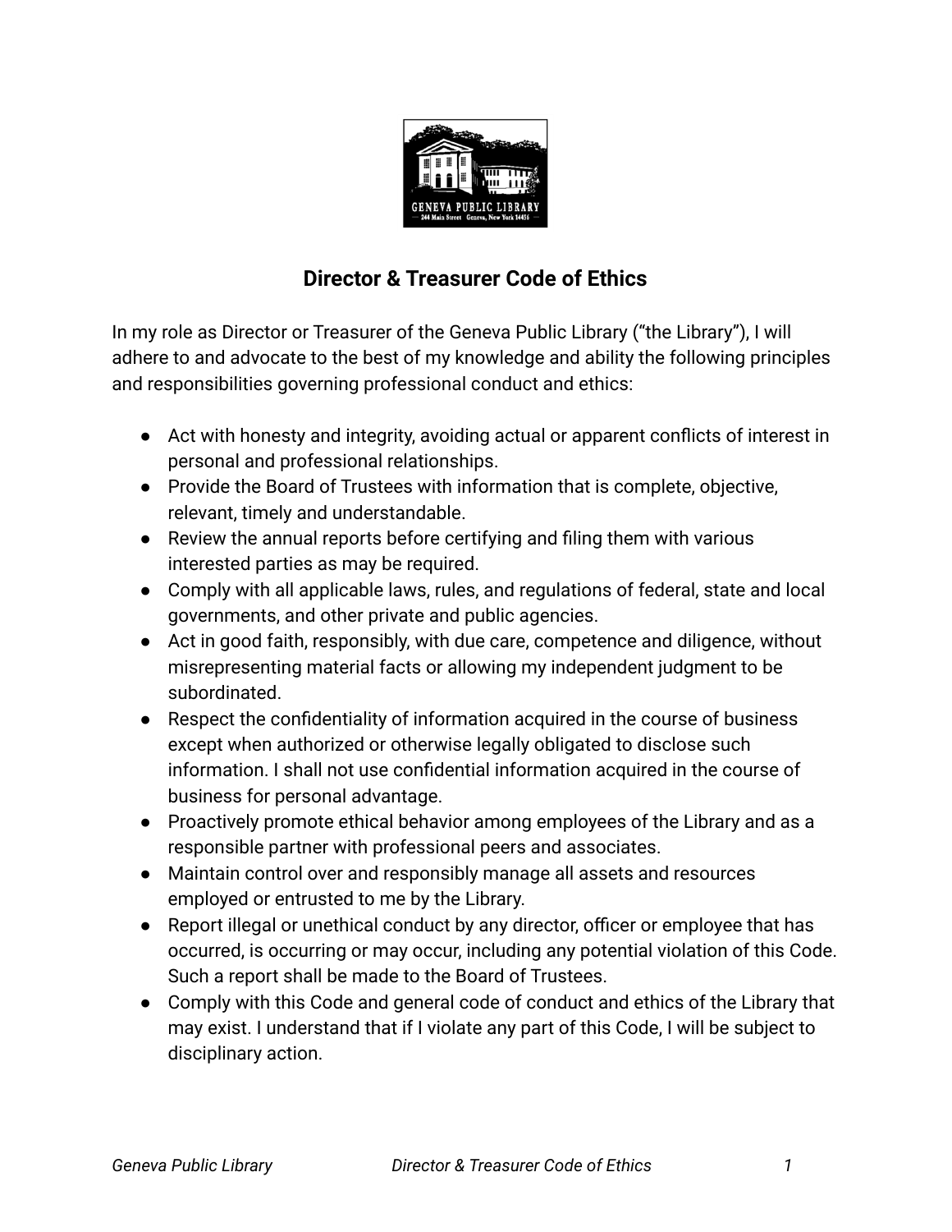## Director & Treasurer Code of Ethics

In my role as Director or Treasurer of the Geneva Public Library ("the Library"), I will adhere to and advocate to the best of my knowledge and ability the following principles and responsibilities governing professional conduct and ethics:

- Act with honesty and integrity, avoiding actual or apparent conflicts of interest in personal and professional relationships.
- Provide the Board of Trustees with information that is complete, objective, relevant, timely and understandable.
- Review the annual reports before certifying and filing them with various interested parties as may be required.
- Comply with all applicable laws, rules, and regulations of federal, state and local governments, and other private and public agencies.
- Act in good faith, responsibly, with due care, competence and diligence, without misrepresenting material facts or allowing my independent judgment to be subordinated.
- Respect the confidentiality of information acquired in the course of business except when authorized or otherwise legally obligated to disclose such information. I shall not use confidential information acquired in the course of business for personal advantage.
- Proactively promote ethical behavior among employees of the Library and as a responsible partner with professional peers and associates.
- Maintain control over and responsibly manage all assets and resources employed or entrusted to me by the Library.
- Report illegal or unethical conduct by any director, officer or employee that has occurred, is occurring or may occur, including any potential violation of this Code. Such a report shall be made to the Board of Trustees.
- Comply with this Code and general code of conduct and ethics of the Library that may exist. I understand that if I violate any part of this Code, I will be subject to disciplinary action.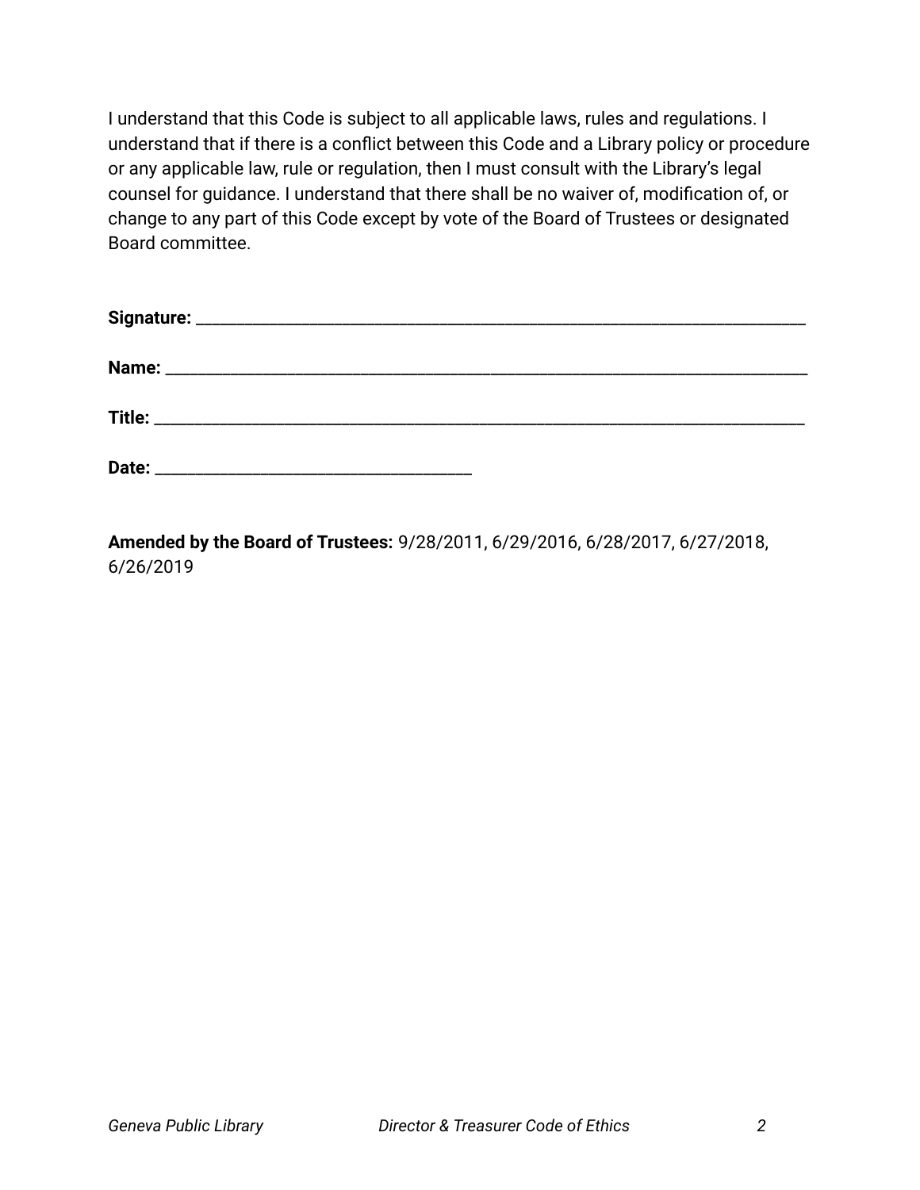I understand that this Code is subject to all applicable laws, rules and regulations. I understand that if there is a conflict between this Code and a Library policy or procedure or any applicable law, rule or regulation, then I must consult with the Library's legal counsel for guidance. I understand that there shall be no waiver of, modification of, or change to any part of this Code except by vote of the Board of Trustees or designated Board committee.

**Signature:** ___________________________________________________________________

**Name:** ______________________________________________________________________

**Title:** _______________________________________________________________________

**Date:** ___________________________________

**Amended by the Board of Trustees:** 9/28/2011, 6/29/2016, 6/28/2017, 6/27/2018, 6/26/2019